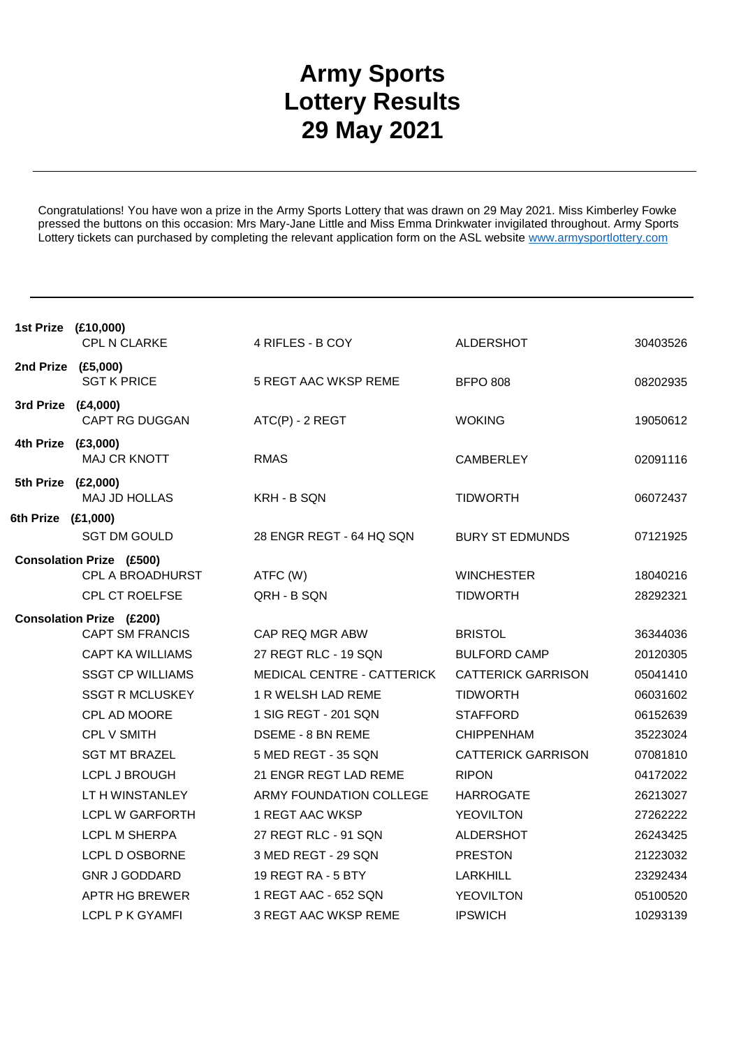# Army Sports Lottery Results 29 May 2021

Congratulations! You have won a prize in the Army Sports Lottery that was drawn on 29 May 2021. Miss Kimberley Fowke pressed the buttons on this occasion: Mrs Mary-Jane Little and Miss Emma Drinkwater invigilated throughout. Army Sports Lottery tickets can purchased by completing the relevant application form on the ASL website [www.armysportlottery.com](http://www.armysportlottery.com)

| Prize | Name | Unit | Location | Number |
|---|---|---|---|---|
| **1st Prize (£10,000)** | | | | |
| | CPL N CLARKE | 4 RIFLES - B COY | ALDERSHOT | 30403526 |
| **2nd Prize (£5,000)** | | | | |
| | SGT K PRICE | 5 REGT AAC WKSP REME | BFPO 808 | 08202935 |
| **3rd Prize (£4,000)** | | | | |
| | CAPT RG DUGGAN | ATC(P) - 2 REGT | WOKING | 19050612 |
| **4th Prize (£3,000)** | | | | |
| | MAJ CR KNOTT | RMAS | CAMBERLEY | 02091116 |
| **5th Prize (£2,000)** | | | | |
| | MAJ JD HOLLAS | KRH - B SQN | TIDWORTH | 06072437 |
| **6th Prize (£1,000)** | | | | |
| | SGT DM GOULD | 28 ENGR REGT - 64 HQ SQN | BURY ST EDMUNDS | 07121925 |
| **Consolation Prize (£500)** | | | | |
| | CPL A BROADHURST | ATFC (W) | WINCHESTER | 18040216 |
| | CPL CT ROELFSE | QRH - B SQN | TIDWORTH | 28292321 |
| **Consolation Prize (£200)** | | | | |
| | CAPT SM FRANCIS | CAP REQ MGR ABW | BRISTOL | 36344036 |
| | CAPT KA WILLIAMS | 27 REGT RLC - 19 SQN | BULFORD CAMP | 20120305 |
| | SSGT CP WILLIAMS | MEDICAL CENTRE - CATTERICK | CATTERICK GARRISON | 05041410 |
| | SSGT R MCLUSKEY | 1 R WELSH LAD REME | TIDWORTH | 06031602 |
| | CPL AD MOORE | 1 SIG REGT - 201 SQN | STAFFORD | 06152639 |
| | CPL V SMITH | DSEME - 8 BN REME | CHIPPENHAM | 35223024 |
| | SGT MT BRAZEL | 5 MED REGT - 35 SQN | CATTERICK GARRISON | 07081810 |
| | LCPL J BROUGH | 21 ENGR REGT LAD REME | RIPON | 04172022 |
| | LT H WINSTANLEY | ARMY FOUNDATION COLLEGE | HARROGATE | 26213027 |
| | LCPL W GARFORTH | 1 REGT AAC WKSP | YEOVILTON | 27262222 |
| | LCPL M SHERPA | 27 REGT RLC - 91 SQN | ALDERSHOT | 26243425 |
| | LCPL D OSBORNE | 3 MED REGT - 29 SQN | PRESTON | 21223032 |
| | GNR J GODDARD | 19 REGT RA - 5 BTY | LARKHILL | 23292434 |
| | APTR HG BREWER | 1 REGT AAC - 652 SQN | YEOVILTON | 05100520 |
| | LCPL P K GYAMFI | 3 REGT AAC WKSP REME | IPSWICH | 10293139 |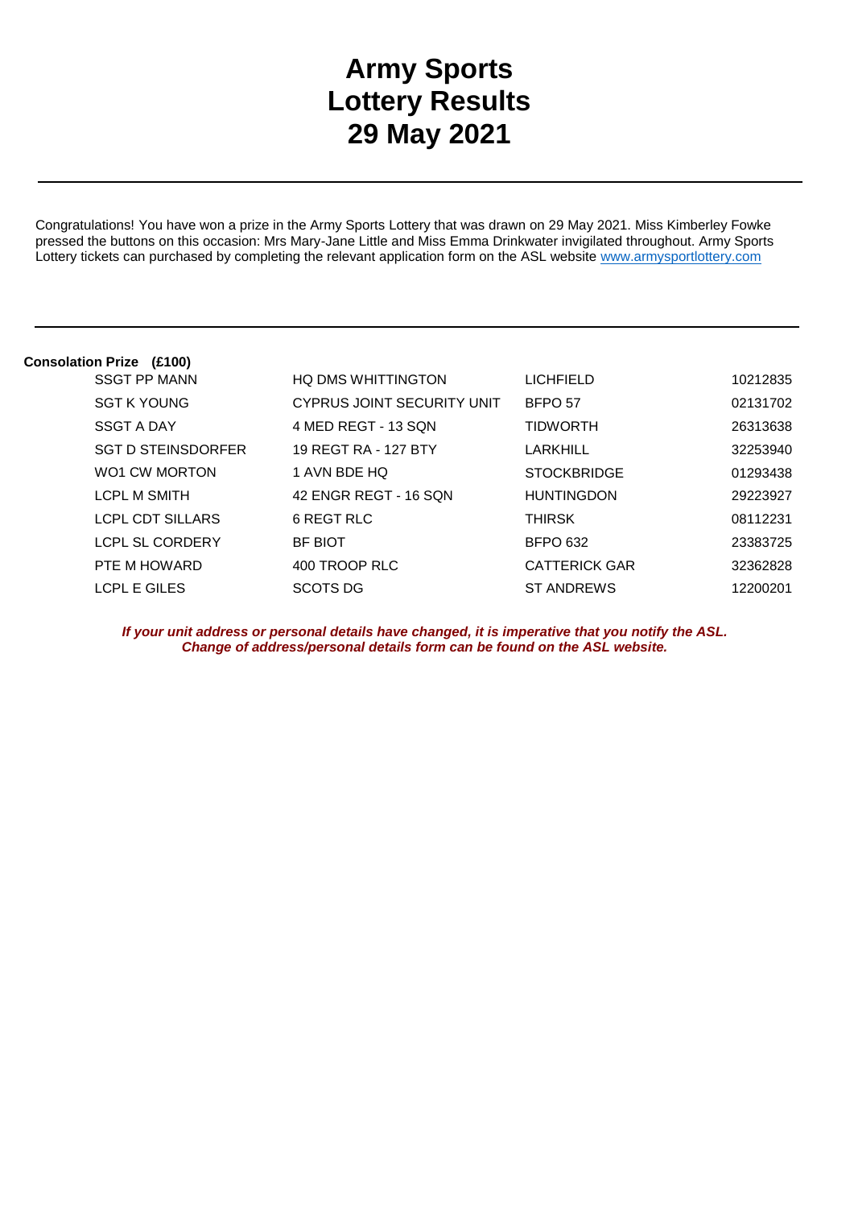# Army Sports Lottery Results 29 May 2021

Congratulations! You have won a prize in the Army Sports Lottery that was drawn on 29 May 2021. Miss Kimberley Fowke pressed the buttons on this occasion: Mrs Mary-Jane Little and Miss Emma Drinkwater invigilated throughout. Army Sports Lottery tickets can purchased by completing the relevant application form on the ASL website www.armysportlottery.com

**Consolation Prize (£100)**

| | | | |
|---|---|---|---|
| SSGT PP MANN | HQ DMS WHITTINGTON | LICHFIELD | 10212835 |
| SGT K YOUNG | CYPRUS JOINT SECURITY UNIT | BFPO 57 | 02131702 |
| SSGT A DAY | 4 MED REGT - 13 SQN | TIDWORTH | 26313638 |
| SGT D STEINSDORFER | 19 REGT RA - 127 BTY | LARKHILL | 32253940 |
| WO1 CW MORTON | 1 AVN BDE HQ | STOCKBRIDGE | 01293438 |
| LCPL M SMITH | 42 ENGR REGT - 16 SQN | HUNTINGDON | 29223927 |
| LCPL CDT SILLARS | 6 REGT RLC | THIRSK | 08112231 |
| LCPL SL CORDERY | BF BIOT | BFPO 632 | 23383725 |
| PTE M HOWARD | 400 TROOP RLC | CATTERICK GAR | 32362828 |
| LCPL E GILES | SCOTS DG | ST ANDREWS | 12200201 |

***If your unit address or personal details have changed, it is imperative that you notify the ASL. Change of address/personal details form can be found on the ASL website.***